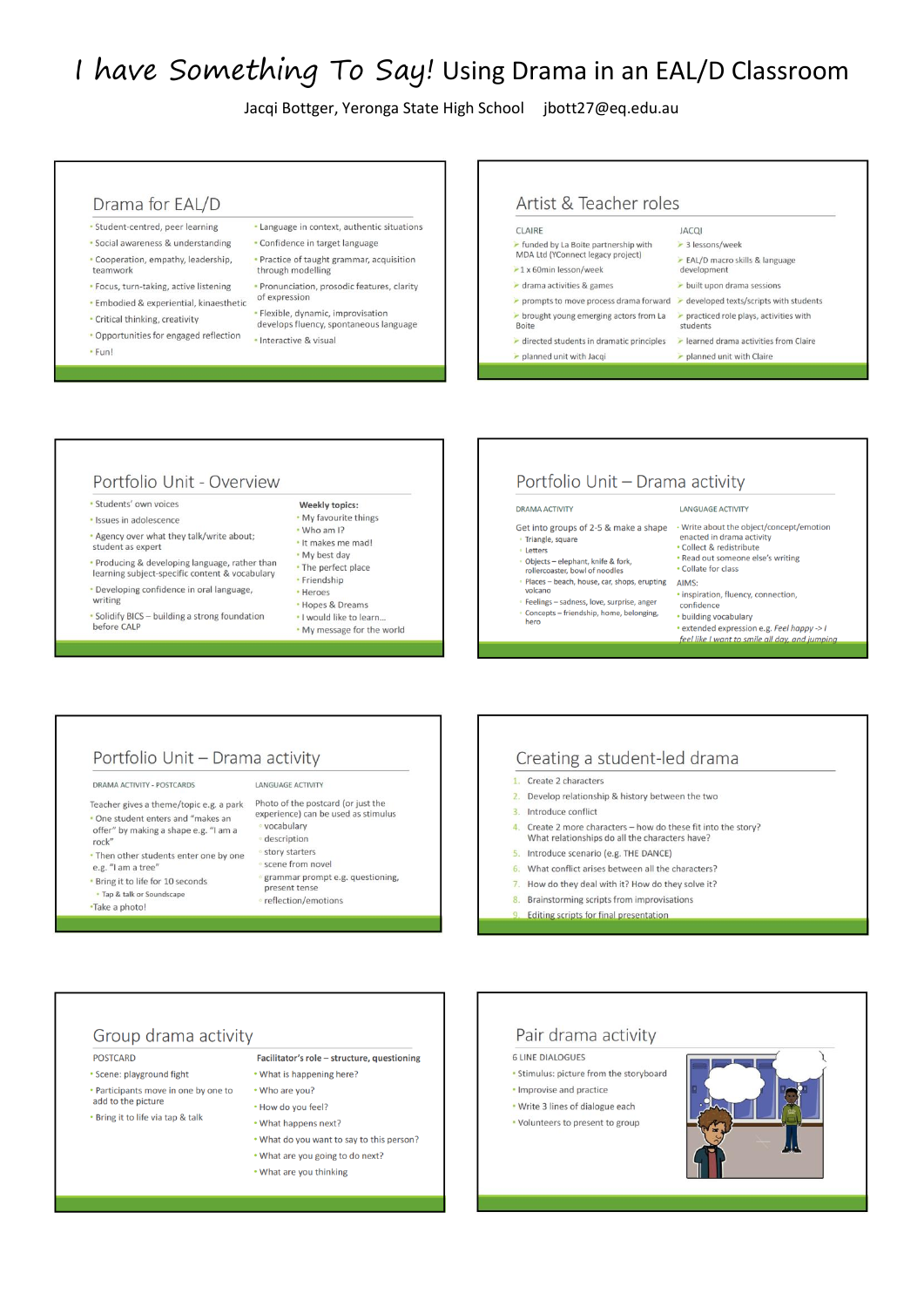# *I have Something To Say!* Using Drama in an EAL/D Classroom

Jacqi Bottger, Yeronga State High School jbott27@eq.edu.au

## Drama for EAL/D

- Student-centred, peer learning
- Social awareness & understanding
- Cooperation, empathy, leadership, teamwork
- Focus, turn-taking, active listening
- Embodied & experiential, kinaesthetic
- Critical thinking, creativity
- Opportunities for engaged reflection
- Fun!
- Language in context, authentic situations
- Confidence in target language
- Practice of taught grammar, acquisition through modelling
- Pronunciation, prosodic features, clarity of expression
- Flexible, dynamic, improvisation develops fluency, spontaneous language
- Interactive & visual

## Artist & Teacher roles

CLAIRE

- funded by La Boite partnership with MDA Ltd (YConnect legacy project)
- 1 x 60min lesson/week
- drama activities & games
- prompts to move process drama forward
- brought young emerging actors from La Boite
- directed students in dramatic principles
- planned unit with Jacqi

JACQI

- 3 lessons/week
- EAL/D macro skills & language development
- built upon drama sessions
- developed texts/scripts with students
- practiced role plays, activities with students
- learned drama activities from Claire
- planned unit with Claire

## Portfolio Unit - Overview

- Students' own voices
- Issues in adolescence
- Agency over what they talk/write about; student as expert
- Producing & developing language, rather than learning subject-specific content & vocabulary
- Developing confidence in oral language, writing
- Solidify BICS – building a strong foundation before CALP

**Weekly topics:**

- My favourite things
- Who am I?
- It makes me mad!
- My best day
- The perfect place
- Friendship
- Heroes
- Hopes & Dreams
- I would like to learn…
- My message for the world

## Portfolio Unit – Drama activity

DRAMA ACTIVITY

Get into groups of 2-5 & make a shape

- Triangle, square
- Letters
- Objects – elephant, knife & fork, rollercoaster, bowl of noodles
- Places – beach, house, car, shops, erupting volcano
- Feelings – sadness, love, surprise, anger
- Concepts – friendship, home, belonging, hero

LANGUAGE ACTIVITY

- Write about the object/concept/emotion enacted in drama activity
- Collect & redistribute
- Read out someone else's writing
- Collate for class

AIMS:

- inspiration, fluency, connection, confidence
- building vocabulary
- extended expression e.g. *Feel happy -> I feel like I want to smile all day, and jumping*

## Portfolio Unit – Drama activity

DRAMA ACTIVITY - POSTCARDS

Teacher gives a theme/topic e.g. a park

- One student enters and "makes an offer" by making a shape e.g. "I am a rock"
- Then other students enter one by one e.g. "I am a tree"
- Bring it to life for 10 seconds
  - Tap & talk or Soundscape
- Take a photo!

LANGUAGE ACTIVITY

Photo of the postcard (or just the experience) can be used as stimulus

- vocabulary
- description
- story starters
- scene from novel
- grammar prompt e.g. questioning, present tense
- reflection/emotions

## Creating a student-led drama

1. Create 2 characters
2. Develop relationship & history between the two
3. Introduce conflict
4. Create 2 more characters – how do these fit into the story? What relationships do all the characters have?
5. Introduce scenario (e.g. THE DANCE)
6. What conflict arises between all the characters?
7. How do they deal with it? How do they solve it?
8. Brainstorming scripts from improvisations
9. Editing scripts for final presentation

## Group drama activity

POSTCARD

- Scene: playground fight
- Participants move in one by one to add to the picture
- Bring it to life via tap & talk

**Facilitator's role – structure, questioning**

- What is happening here?
- Who are you?
- How do you feel?
- What happens next?
- What do you want to say to this person?
- What are you going to do next?
- What are you thinking

## Pair drama activity

6 LINE DIALOGUES

- Stimulus: picture from the storyboard
- Improvise and practice
- Write 3 lines of dialogue each
- Volunteers to present to group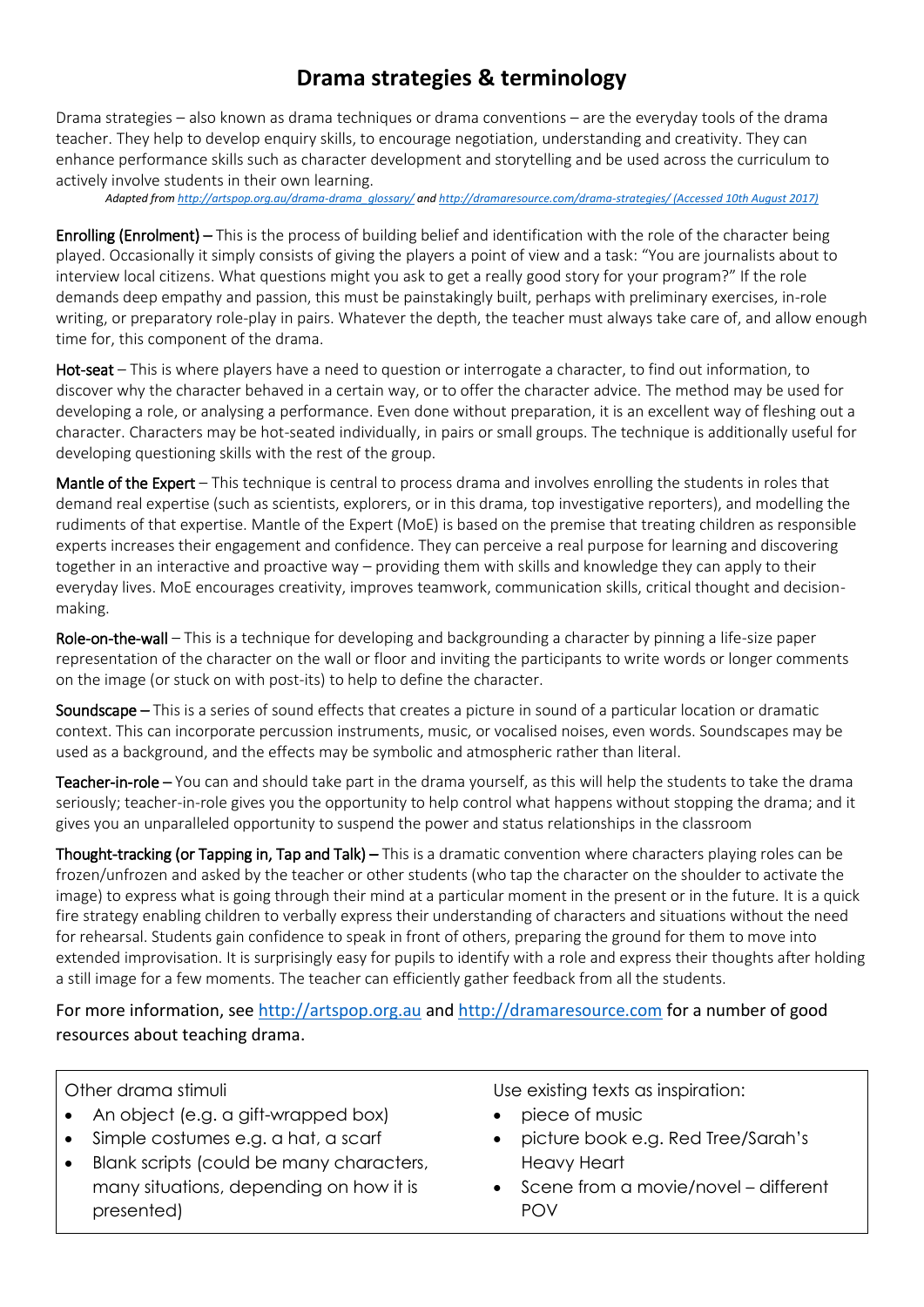# Drama strategies & terminology

Drama strategies – also known as drama techniques or drama conventions – are the everyday tools of the drama teacher. They help to develop enquiry skills, to encourage negotiation, understanding and creativity. They can enhance performance skills such as character development and storytelling and be used across the curriculum to actively involve students in their own learning.

*Adapted from http://artspop.org.au/drama-drama_glossary/ and http://dramaresource.com/drama-strategies/ (Accessed 10th August 2017)*

**Enrolling (Enrolment)** – This is the process of building belief and identification with the role of the character being played. Occasionally it simply consists of giving the players a point of view and a task: "You are journalists about to interview local citizens. What questions might you ask to get a really good story for your program?" If the role demands deep empathy and passion, this must be painstakingly built, perhaps with preliminary exercises, in-role writing, or preparatory role-play in pairs. Whatever the depth, the teacher must always take care of, and allow enough time for, this component of the drama.

**Hot-seat** – This is where players have a need to question or interrogate a character, to find out information, to discover why the character behaved in a certain way, or to offer the character advice. The method may be used for developing a role, or analysing a performance. Even done without preparation, it is an excellent way of fleshing out a character. Characters may be hot-seated individually, in pairs or small groups. The technique is additionally useful for developing questioning skills with the rest of the group.

**Mantle of the Expert** – This technique is central to process drama and involves enrolling the students in roles that demand real expertise (such as scientists, explorers, or in this drama, top investigative reporters), and modelling the rudiments of that expertise. Mantle of the Expert (MoE) is based on the premise that treating children as responsible experts increases their engagement and confidence. They can perceive a real purpose for learning and discovering together in an interactive and proactive way – providing them with skills and knowledge they can apply to their everyday lives. MoE encourages creativity, improves teamwork, communication skills, critical thought and decision-making.

**Role-on-the-wall** – This is a technique for developing and backgrounding a character by pinning a life-size paper representation of the character on the wall or floor and inviting the participants to write words or longer comments on the image (or stuck on with post-its) to help to define the character.

**Soundscape** – This is a series of sound effects that creates a picture in sound of a particular location or dramatic context. This can incorporate percussion instruments, music, or vocalised noises, even words. Soundscapes may be used as a background, and the effects may be symbolic and atmospheric rather than literal.

**Teacher-in-role** – You can and should take part in the drama yourself, as this will help the students to take the drama seriously; teacher-in-role gives you the opportunity to help control what happens without stopping the drama; and it gives you an unparalleled opportunity to suspend the power and status relationships in the classroom

**Thought-tracking (or Tapping in, Tap and Talk)** – This is a dramatic convention where characters playing roles can be frozen/unfrozen and asked by the teacher or other students (who tap the character on the shoulder to activate the image) to express what is going through their mind at a particular moment in the present or in the future. It is a quick fire strategy enabling children to verbally express their understanding of characters and situations without the need for rehearsal. Students gain confidence to speak in front of others, preparing the ground for them to move into extended improvisation. It is surprisingly easy for pupils to identify with a role and express their thoughts after holding a still image for a few moments. The teacher can efficiently gather feedback from all the students.

For more information, see http://artspop.org.au and http://dramaresource.com for a number of good resources about teaching drama.

Other drama stimuli

- An object (e.g. a gift-wrapped box)
- Simple costumes e.g. a hat, a scarf
- Blank scripts (could be many characters, many situations, depending on how it is presented)

Use existing texts as inspiration:

- piece of music
- picture book e.g. Red Tree/Sarah's Heavy Heart
- Scene from a movie/novel – different POV